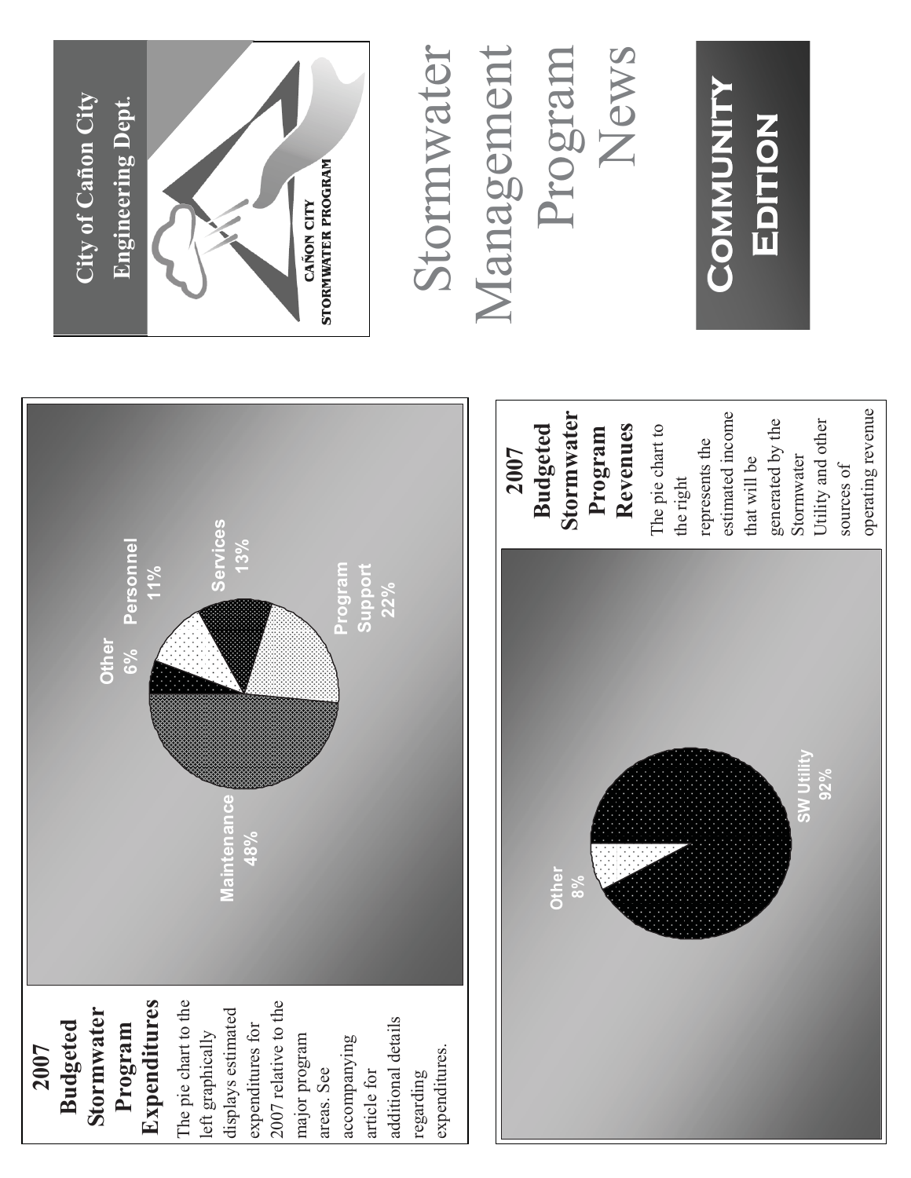# Stormwater Management Program News

## COMMUNITY EDITION

City of Cañon City
Engineering Dept.

CAÑON CITY
STORMWATER PROGRAM

## 2007 Budgeted Stormwater Program Expenditures

The pie chart to the left graphically displays estimated expenditures for 2007 relative to the major program areas. See accompanying article for additional details regarding expenditures.

| Category | Percent |
|---|---|
| Maintenance | 48% |
| Program Support | 22% |
| Services | 13% |
| Personnel | 11% |
| Other | 6% |

## 2007 Budgeted Stormwater Program Revenues

The pie chart to the right represents the estimated income that will be generated by the Stormwater Utility and other sources of operating revenue

| Category | Percent |
|---|---|
| SW Utility | 92% |
| Other | 8% |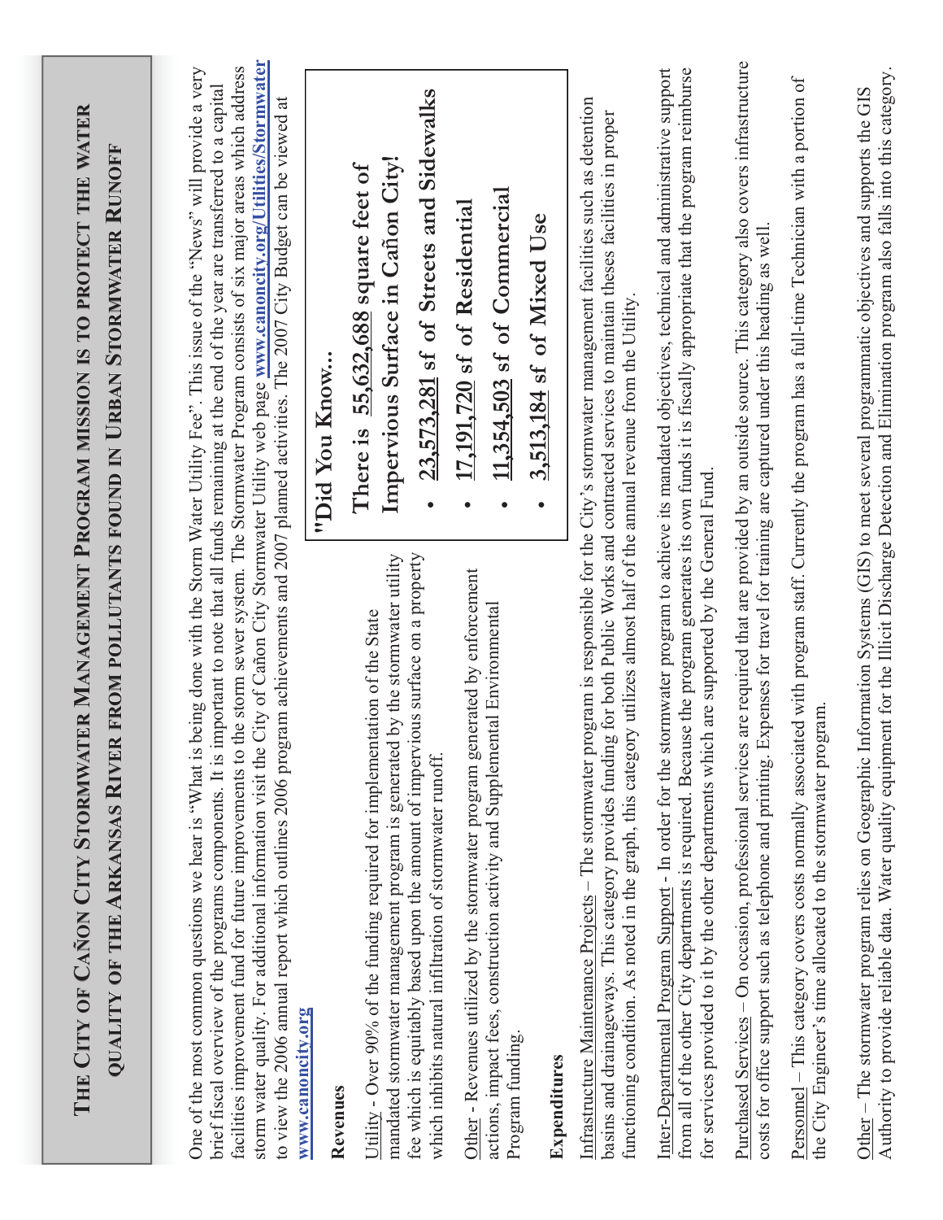# The City of Cañon City Stormwater Management Program mission is to protect the water quality of the Arkansas River from pollutants found in urban stormwater runoff

One of the most common questions we hear is "What is being done with the Storm Water Utility Fee". This issue of the "News" will provide a very brief fiscal overview of the programs components. It is important to note that all funds remaining at the end of the year are transferred to a capital facilities improvement fund for future improvements to the storm sewer system. The Stormwater Program consists of six major areas which address storm water quality. For additional information visit the City of Cañon City Stormwater Utility web page **www.canoncity.org/Utilities/Stormwater** to view the 2006 annual report which outlines 2006 program achievements and 2007 planned activities. The 2007 City Budget can be viewed at **www.canoncity.org**

## Revenues

Utility - Over 90% of the funding required for implementation of the State mandated stormwater management program is generated by the stormwater utility fee which is equitably based upon the amount of impervious surface on a property which inhibits natural infiltration of stormwater runoff.

Other - Revenues utilized by the stormwater program generated by enforcement actions, impact fees, construction activity and Supplemental Environmental Program funding.

> **"Did You Know...**
>
> **There is 55,632,688 square feet of Impervious Surface in Cañon City!**
>
> - **23,573,281 sf of Streets and Sidewalks**
> - **17,191,720 sf of Residential**
> - **11,354,503 sf of Commercial**
> - **3,513,184 sf of Mixed Use**

## Expenditures

Infrastructure Maintenance Projects – The stormwater program is responsible for the City's stormwater management facilities such as detention basins and drainageways. This category provides funding for both Public Works and contracted services to maintain theses facilities in proper functioning condition. As noted in the graph, this category utilizes almost half of the annual revenue from the Utility.

Inter-Departmental Program Support - In order for the stormwater program to achieve its mandated objectives, technical and administrative support from all of the other City departments is required. Because the program generates its own funds it is fiscally appropriate that the program reimburse for services provided to it by the other departments which are supported by the General Fund.

Purchased Services – On occasion, professional services are required that are provided by an outside source. This category also covers infrastructure costs for office support such as telephone and printing. Expenses for travel for training are captured under this heading as well.

Personnel – This category covers costs normally associated with program staff. Currently the program has a full-time Technician with a portion of the City Engineer's time allocated to the stormwater program.

Other – The stormwater program relies on Geographic Information Systems (GIS) to meet several programmatic objectives and supports the GIS Authority to provide reliable data. Water quality equipment for the Illicit Discharge Detection and Elimination program also falls into this category.